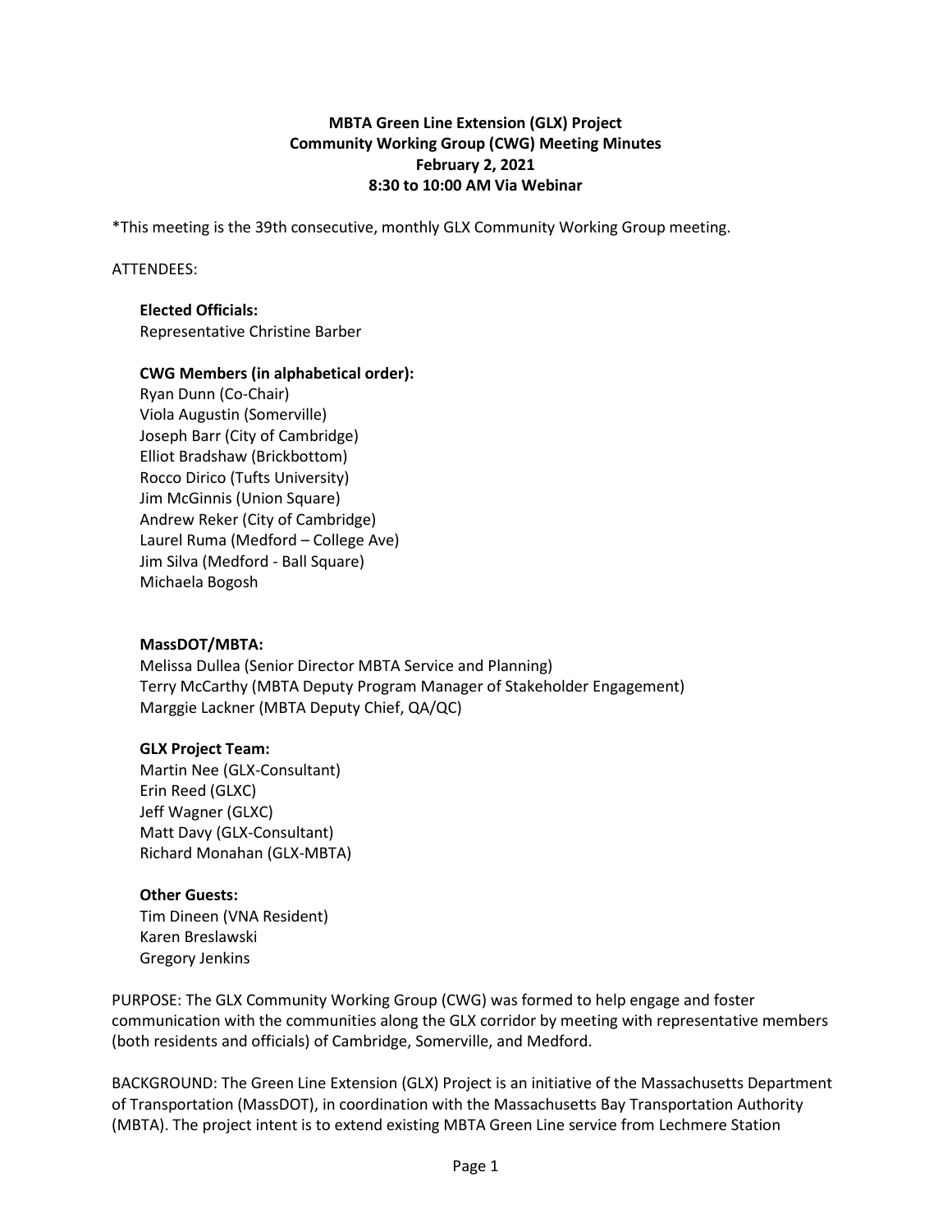# MBTA Green Line Extension (GLX) Project
## Community Working Group (CWG) Meeting Minutes
### February 2, 2021
### 8:30 to 10:00 AM Via Webinar

*This meeting is the 39th consecutive, monthly GLX Community Working Group meeting.

ATTENDEES:

**Elected Officials:**
Representative Christine Barber

**CWG Members (in alphabetical order):**
Ryan Dunn (Co-Chair)
Viola Augustin (Somerville)
Joseph Barr (City of Cambridge)
Elliot Bradshaw (Brickbottom)
Rocco Dirico (Tufts University)
Jim McGinnis (Union Square)
Andrew Reker (City of Cambridge)
Laurel Ruma (Medford – College Ave)
Jim Silva (Medford - Ball Square)
Michaela Bogosh

**MassDOT/MBTA:**
Melissa Dullea (Senior Director MBTA Service and Planning)
Terry McCarthy (MBTA Deputy Program Manager of Stakeholder Engagement)
Marggie Lackner (MBTA Deputy Chief, QA/QC)

**GLX Project Team:**
Martin Nee (GLX-Consultant)
Erin Reed (GLXC)
Jeff Wagner (GLXC)
Matt Davy (GLX-Consultant)
Richard Monahan (GLX-MBTA)

**Other Guests:**
Tim Dineen (VNA Resident)
Karen Breslawski
Gregory Jenkins

PURPOSE: The GLX Community Working Group (CWG) was formed to help engage and foster communication with the communities along the GLX corridor by meeting with representative members (both residents and officials) of Cambridge, Somerville, and Medford.

BACKGROUND: The Green Line Extension (GLX) Project is an initiative of the Massachusetts Department of Transportation (MassDOT), in coordination with the Massachusetts Bay Transportation Authority (MBTA). The project intent is to extend existing MBTA Green Line service from Lechmere Station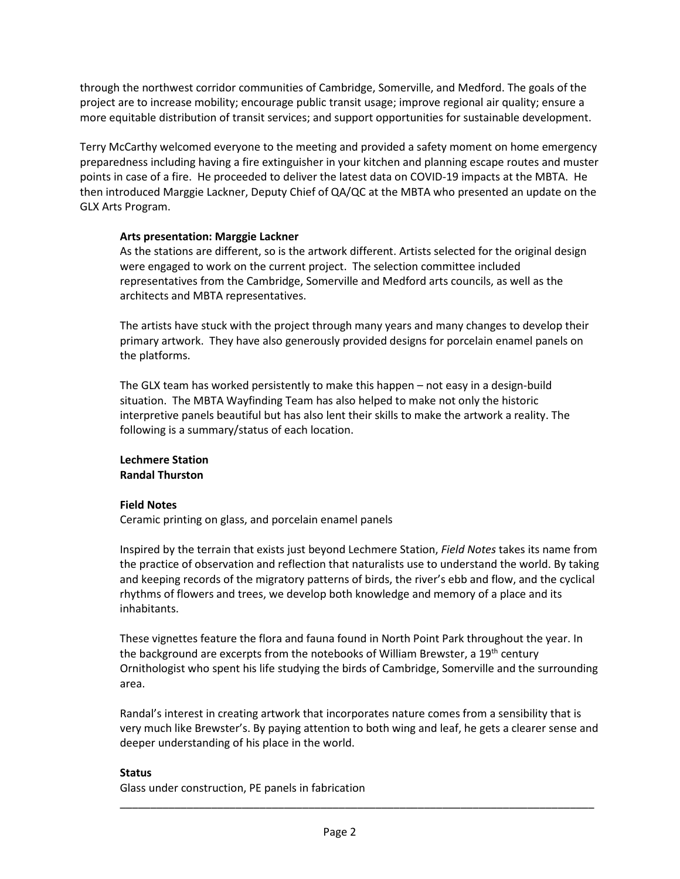through the northwest corridor communities of Cambridge, Somerville, and Medford. The goals of the project are to increase mobility; encourage public transit usage; improve regional air quality; ensure a more equitable distribution of transit services; and support opportunities for sustainable development.

Terry McCarthy welcomed everyone to the meeting and provided a safety moment on home emergency preparedness including having a fire extinguisher in your kitchen and planning escape routes and muster points in case of a fire. He proceeded to deliver the latest data on COVID-19 impacts at the MBTA. He then introduced Marggie Lackner, Deputy Chief of QA/QC at the MBTA who presented an update on the GLX Arts Program.

**Arts presentation: Marggie Lackner**

As the stations are different, so is the artwork different. Artists selected for the original design were engaged to work on the current project. The selection committee included representatives from the Cambridge, Somerville and Medford arts councils, as well as the architects and MBTA representatives.

The artists have stuck with the project through many years and many changes to develop their primary artwork. They have also generously provided designs for porcelain enamel panels on the platforms.

The GLX team has worked persistently to make this happen – not easy in a design-build situation. The MBTA Wayfinding Team has also helped to make not only the historic interpretive panels beautiful but has also lent their skills to make the artwork a reality. The following is a summary/status of each location.

**Lechmere Station**
**Randal Thurston**

**Field Notes**

Ceramic printing on glass, and porcelain enamel panels

Inspired by the terrain that exists just beyond Lechmere Station, *Field Notes* takes its name from the practice of observation and reflection that naturalists use to understand the world. By taking and keeping records of the migratory patterns of birds, the river's ebb and flow, and the cyclical rhythms of flowers and trees, we develop both knowledge and memory of a place and its inhabitants.

These vignettes feature the flora and fauna found in North Point Park throughout the year. In the background are excerpts from the notebooks of William Brewster, a 19th century Ornithologist who spent his life studying the birds of Cambridge, Somerville and the surrounding area.

Randal's interest in creating artwork that incorporates nature comes from a sensibility that is very much like Brewster's. By paying attention to both wing and leaf, he gets a clearer sense and deeper understanding of his place in the world.

**Status**

Glass under construction, PE panels in fabrication

---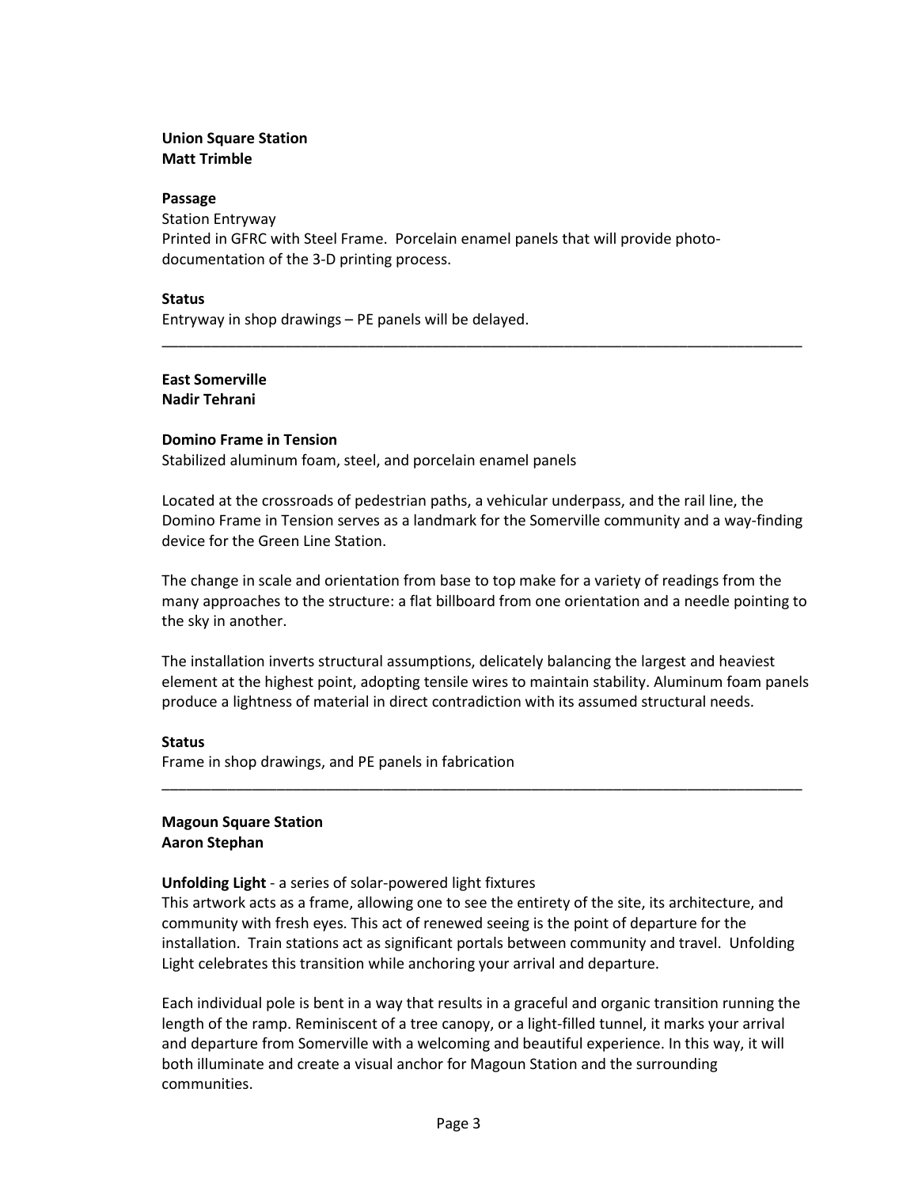**Union Square Station**
**Matt Trimble**

**Passage**
Station Entryway
Printed in GFRC with Steel Frame. Porcelain enamel panels that will provide photo-documentation of the 3-D printing process.

**Status**
Entryway in shop drawings – PE panels will be delayed.

---

**East Somerville**
**Nadir Tehrani**

**Domino Frame in Tension**
Stabilized aluminum foam, steel, and porcelain enamel panels

Located at the crossroads of pedestrian paths, a vehicular underpass, and the rail line, the Domino Frame in Tension serves as a landmark for the Somerville community and a way-finding device for the Green Line Station.

The change in scale and orientation from base to top make for a variety of readings from the many approaches to the structure: a flat billboard from one orientation and a needle pointing to the sky in another.

The installation inverts structural assumptions, delicately balancing the largest and heaviest element at the highest point, adopting tensile wires to maintain stability. Aluminum foam panels produce a lightness of material in direct contradiction with its assumed structural needs.

**Status**
Frame in shop drawings, and PE panels in fabrication

---

**Magoun Square Station**
**Aaron Stephan**

**Unfolding Light** - a series of solar-powered light fixtures
This artwork acts as a frame, allowing one to see the entirety of the site, its architecture, and community with fresh eyes. This act of renewed seeing is the point of departure for the installation. Train stations act as significant portals between community and travel. Unfolding Light celebrates this transition while anchoring your arrival and departure.

Each individual pole is bent in a way that results in a graceful and organic transition running the length of the ramp. Reminiscent of a tree canopy, or a light-filled tunnel, it marks your arrival and departure from Somerville with a welcoming and beautiful experience. In this way, it will both illuminate and create a visual anchor for Magoun Station and the surrounding communities.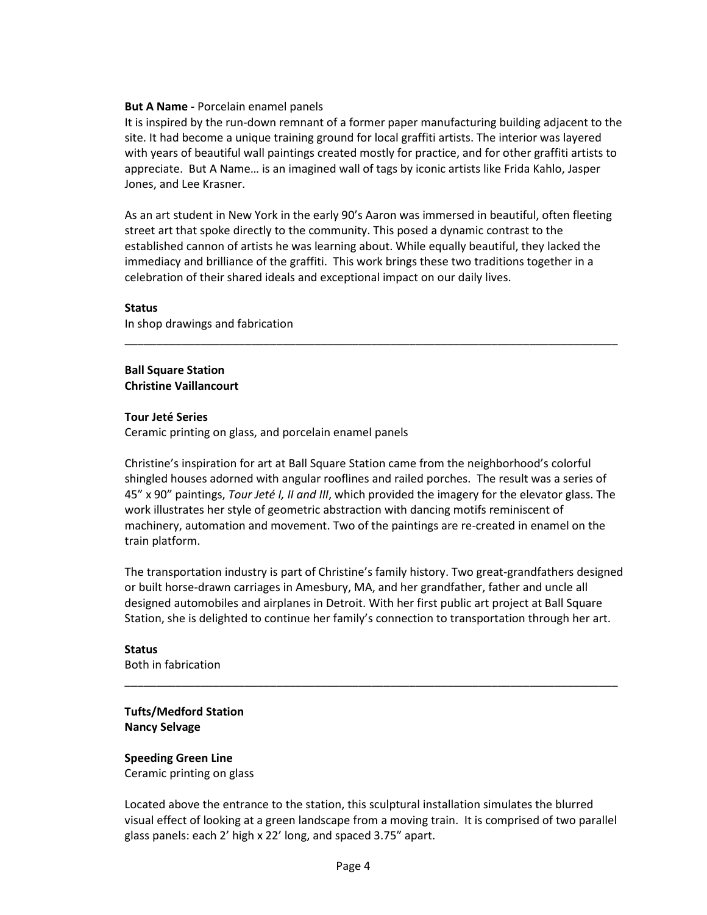**But A Name -** Porcelain enamel panels

It is inspired by the run-down remnant of a former paper manufacturing building adjacent to the site. It had become a unique training ground for local graffiti artists. The interior was layered with years of beautiful wall paintings created mostly for practice, and for other graffiti artists to appreciate. But A Name… is an imagined wall of tags by iconic artists like Frida Kahlo, Jasper Jones, and Lee Krasner.

As an art student in New York in the early 90's Aaron was immersed in beautiful, often fleeting street art that spoke directly to the community. This posed a dynamic contrast to the established cannon of artists he was learning about. While equally beautiful, they lacked the immediacy and brilliance of the graffiti. This work brings these two traditions together in a celebration of their shared ideals and exceptional impact on our daily lives.

**Status**

In shop drawings and fabrication

---

**Ball Square Station**
**Christine Vaillancourt**

**Tour Jeté Series**

Ceramic printing on glass, and porcelain enamel panels

Christine's inspiration for art at Ball Square Station came from the neighborhood's colorful shingled houses adorned with angular rooflines and railed porches. The result was a series of 45" x 90" paintings, *Tour Jeté I, II and III*, which provided the imagery for the elevator glass. The work illustrates her style of geometric abstraction with dancing motifs reminiscent of machinery, automation and movement. Two of the paintings are re-created in enamel on the train platform.

The transportation industry is part of Christine's family history. Two great-grandfathers designed or built horse-drawn carriages in Amesbury, MA, and her grandfather, father and uncle all designed automobiles and airplanes in Detroit. With her first public art project at Ball Square Station, she is delighted to continue her family's connection to transportation through her art.

**Status**

Both in fabrication

---

**Tufts/Medford Station**
**Nancy Selvage**

**Speeding Green Line**

Ceramic printing on glass

Located above the entrance to the station, this sculptural installation simulates the blurred visual effect of looking at a green landscape from a moving train. It is comprised of two parallel glass panels: each 2' high x 22' long, and spaced 3.75" apart.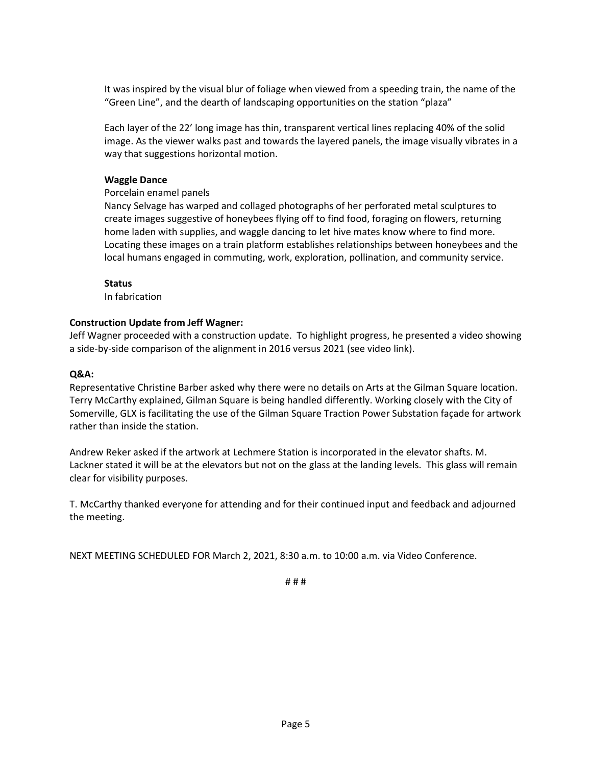It was inspired by the visual blur of foliage when viewed from a speeding train, the name of the "Green Line", and the dearth of landscaping opportunities on the station "plaza"

Each layer of the 22' long image has thin, transparent vertical lines replacing 40% of the solid image. As the viewer walks past and towards the layered panels, the image visually vibrates in a way that suggestions horizontal motion.

**Waggle Dance**

Porcelain enamel panels

Nancy Selvage has warped and collaged photographs of her perforated metal sculptures to create images suggestive of honeybees flying off to find food, foraging on flowers, returning home laden with supplies, and waggle dancing to let hive mates know where to find more. Locating these images on a train platform establishes relationships between honeybees and the local humans engaged in commuting, work, exploration, pollination, and community service.

**Status**

In fabrication

**Construction Update from Jeff Wagner:**

Jeff Wagner proceeded with a construction update. To highlight progress, he presented a video showing a side-by-side comparison of the alignment in 2016 versus 2021 (see video link).

**Q&A:**

Representative Christine Barber asked why there were no details on Arts at the Gilman Square location. Terry McCarthy explained, Gilman Square is being handled differently. Working closely with the City of Somerville, GLX is facilitating the use of the Gilman Square Traction Power Substation façade for artwork rather than inside the station.

Andrew Reker asked if the artwork at Lechmere Station is incorporated in the elevator shafts. M. Lackner stated it will be at the elevators but not on the glass at the landing levels. This glass will remain clear for visibility purposes.

T. McCarthy thanked everyone for attending and for their continued input and feedback and adjourned the meeting.

NEXT MEETING SCHEDULED FOR March 2, 2021, 8:30 a.m. to 10:00 a.m. via Video Conference.

# # #